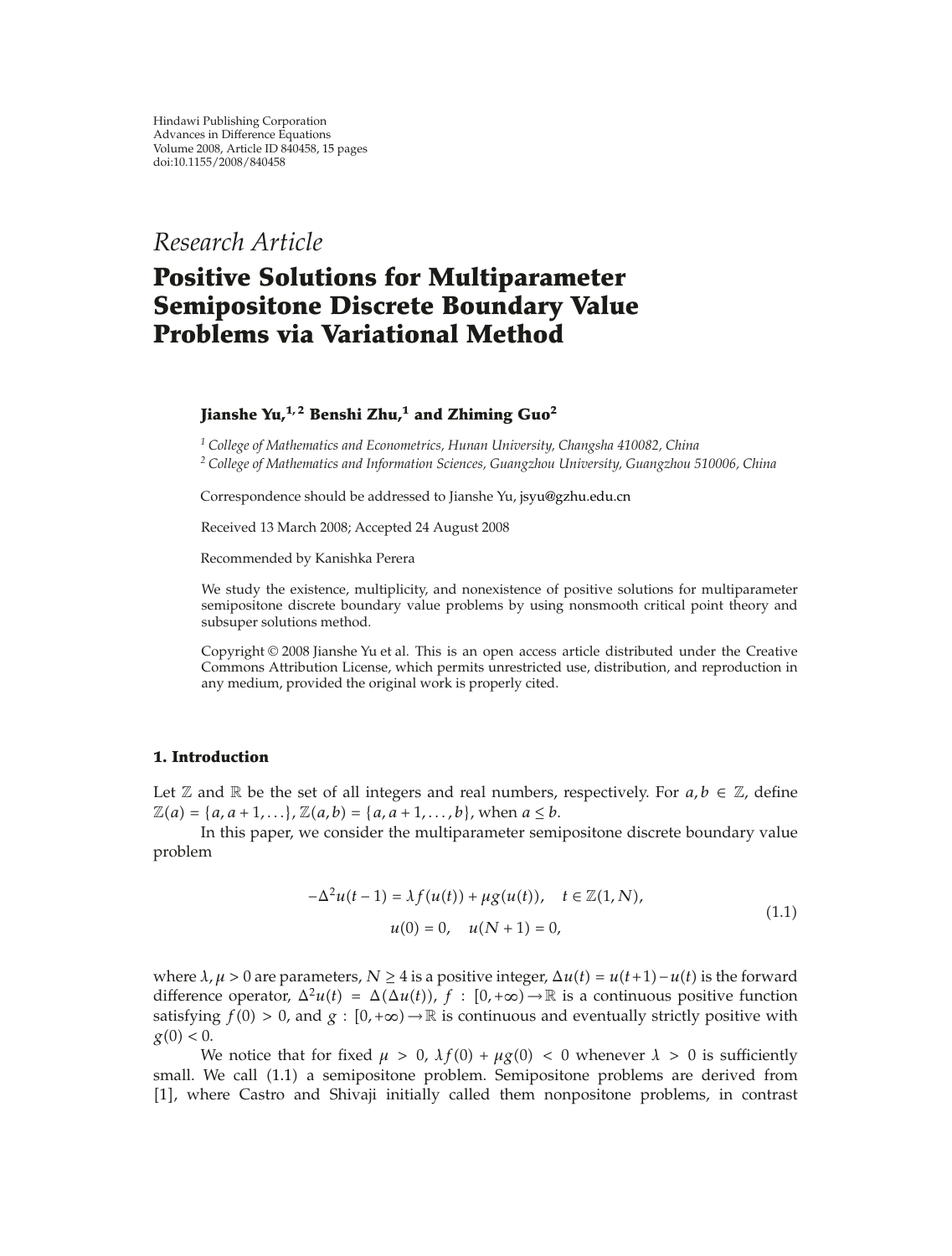Hindawi Publishing Corporation
Advances in Difference Equations
Volume 2008, Article ID 840458, 15 pages
doi:10.1155/2008/840458

*Research Article*

# Positive Solutions for Multiparameter Semipositone Discrete Boundary Value Problems via Variational Method

**Jianshe Yu,[1,2] Benshi Zhu,[1] and Zhiming Guo[2]**

[1] *College of Mathematics and Econometrics, Hunan University, Changsha 410082, China*
[2] *College of Mathematics and Information Sciences, Guangzhou University, Guangzhou 510006, China*

Correspondence should be addressed to Jianshe Yu, jsyu@gzhu.edu.cn

Received 13 March 2008; Accepted 24 August 2008

Recommended by Kanishka Perera

We study the existence, multiplicity, and nonexistence of positive solutions for multiparameter semipositone discrete boundary value problems by using nonsmooth critical point theory and subsuper solutions method.

Copyright © 2008 Jianshe Yu et al. This is an open access article distributed under the Creative Commons Attribution License, which permits unrestricted use, distribution, and reproduction in any medium, provided the original work is properly cited.

## 1. Introduction

Let $\mathbb{Z}$ and $\mathbb{R}$ be the set of all integers and real numbers, respectively. For $a, b \in \mathbb{Z}$, define $\mathbb{Z}(a) = \{a, a+1, \ldots\}$, $\mathbb{Z}(a,b) = \{a, a+1, \ldots, b\}$, when $a \leq b$.

In this paper, we consider the multiparameter semipositone discrete boundary value problem

$$
\begin{gathered}
-\Delta^2 u(t-1) = \lambda f(u(t)) + \mu g(u(t)), \quad t \in \mathbb{Z}(1, N), \\
u(0) = 0, \quad u(N+1) = 0,
\end{gathered}
\tag{1.1}
$$

where $\lambda, \mu > 0$ are parameters, $N \geq 4$ is a positive integer, $\Delta u(t) = u(t+1) - u(t)$ is the forward difference operator, $\Delta^2 u(t) = \Delta(\Delta u(t))$, $f : [0, +\infty) \rightarrow \mathbb{R}$ is a continuous positive function satisfying $f(0) > 0$, and $g : [0, +\infty) \rightarrow \mathbb{R}$ is continuous and eventually strictly positive with $g(0) < 0$.

We notice that for fixed $\mu > 0$, $\lambda f(0) + \mu g(0) < 0$ whenever $\lambda > 0$ is sufficiently small. We call (1.1) a semipositone problem. Semipositone problems are derived from [1], where Castro and Shivaji initially called them nonpositone problems, in contrast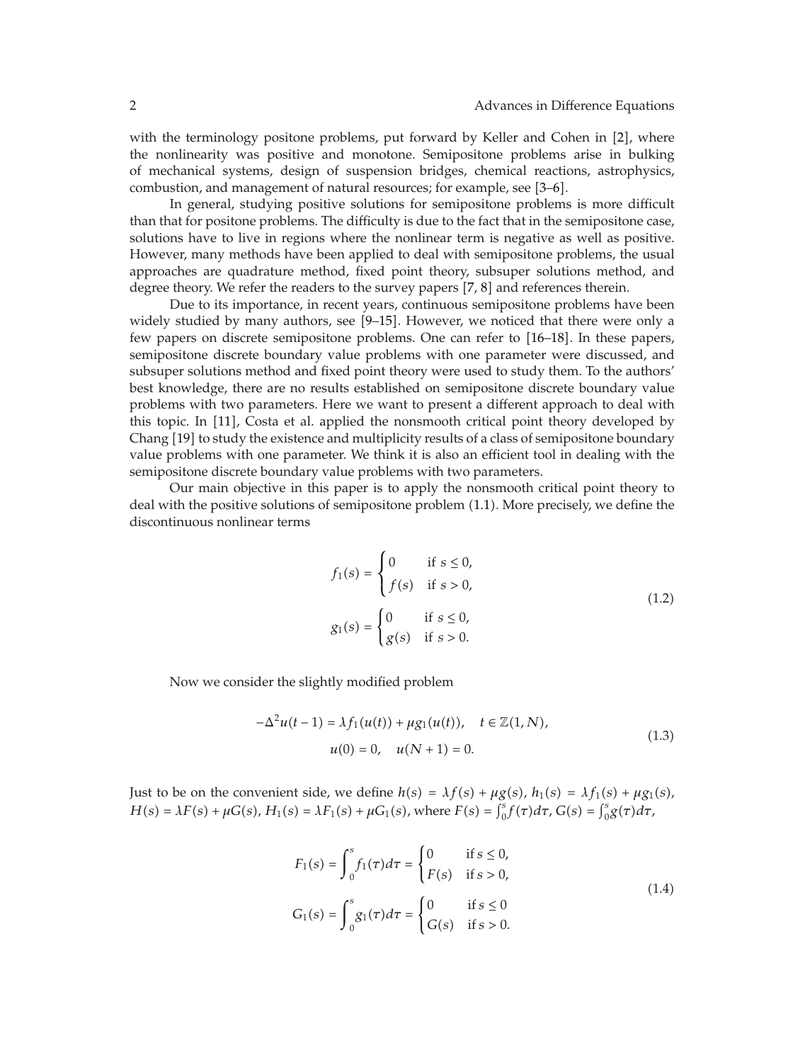with the terminology positone problems, put forward by Keller and Cohen in [2], where the nonlinearity was positive and monotone. Semipositone problems arise in bulking of mechanical systems, design of suspension bridges, chemical reactions, astrophysics, combustion, and management of natural resources; for example, see [3–6].

In general, studying positive solutions for semipositone problems is more difficult than that for positone problems. The difficulty is due to the fact that in the semipositone case, solutions have to live in regions where the nonlinear term is negative as well as positive. However, many methods have been applied to deal with semipositone problems, the usual approaches are quadrature method, fixed point theory, subsuper solutions method, and degree theory. We refer the readers to the survey papers [7, 8] and references therein.

Due to its importance, in recent years, continuous semipositone problems have been widely studied by many authors, see [9–15]. However, we noticed that there were only a few papers on discrete semipositone problems. One can refer to [16–18]. In these papers, semipositone discrete boundary value problems with one parameter were discussed, and subsuper solutions method and fixed point theory were used to study them. To the authors' best knowledge, there are no results established on semipositone discrete boundary value problems with two parameters. Here we want to present a different approach to deal with this topic. In [11], Costa et al. applied the nonsmooth critical point theory developed by Chang [19] to study the existence and multiplicity results of a class of semipositone boundary value problems with one parameter. We think it is also an efficient tool in dealing with the semipositone discrete boundary value problems with two parameters.

Our main objective in this paper is to apply the nonsmooth critical point theory to deal with the positive solutions of semipositone problem (1.1). More precisely, we define the discontinuous nonlinear terms

$$
f_1(s) = \begin{cases} 0 & \text{if } s \le 0, \\ f(s) & \text{if } s > 0, \end{cases}
$$
$$
g_1(s) = \begin{cases} 0 & \text{if } s \le 0, \\ g(s) & \text{if } s > 0. \end{cases} \tag{1.2}
$$

Now we consider the slightly modified problem

$$
-\Delta^2 u(t-1) = \lambda f_1(u(t)) + \mu g_1(u(t)), \quad t \in \mathbb{Z}(1, N),
$$
$$
u(0) = 0, \quad u(N+1) = 0. \tag{1.3}
$$

Just to be on the convenient side, we define $h(s) = \lambda f(s) + \mu g(s)$, $h_1(s) = \lambda f_1(s) + \mu g_1(s)$, $H(s) = \lambda F(s) + \mu G(s)$, $H_1(s) = \lambda F_1(s) + \mu G_1(s)$, where $F(s) = \int_0^s f(\tau)d\tau$, $G(s) = \int_0^s g(\tau)d\tau$,

$$
F_1(s) = \int_0^s f_1(\tau)d\tau = \begin{cases} 0 & \text{if } s \le 0, \\ F(s) & \text{if } s > 0, \end{cases}
$$
$$
G_1(s) = \int_0^s g_1(\tau)d\tau = \begin{cases} 0 & \text{if } s \le 0 \\ G(s) & \text{if } s > 0. \end{cases} \tag{1.4}
$$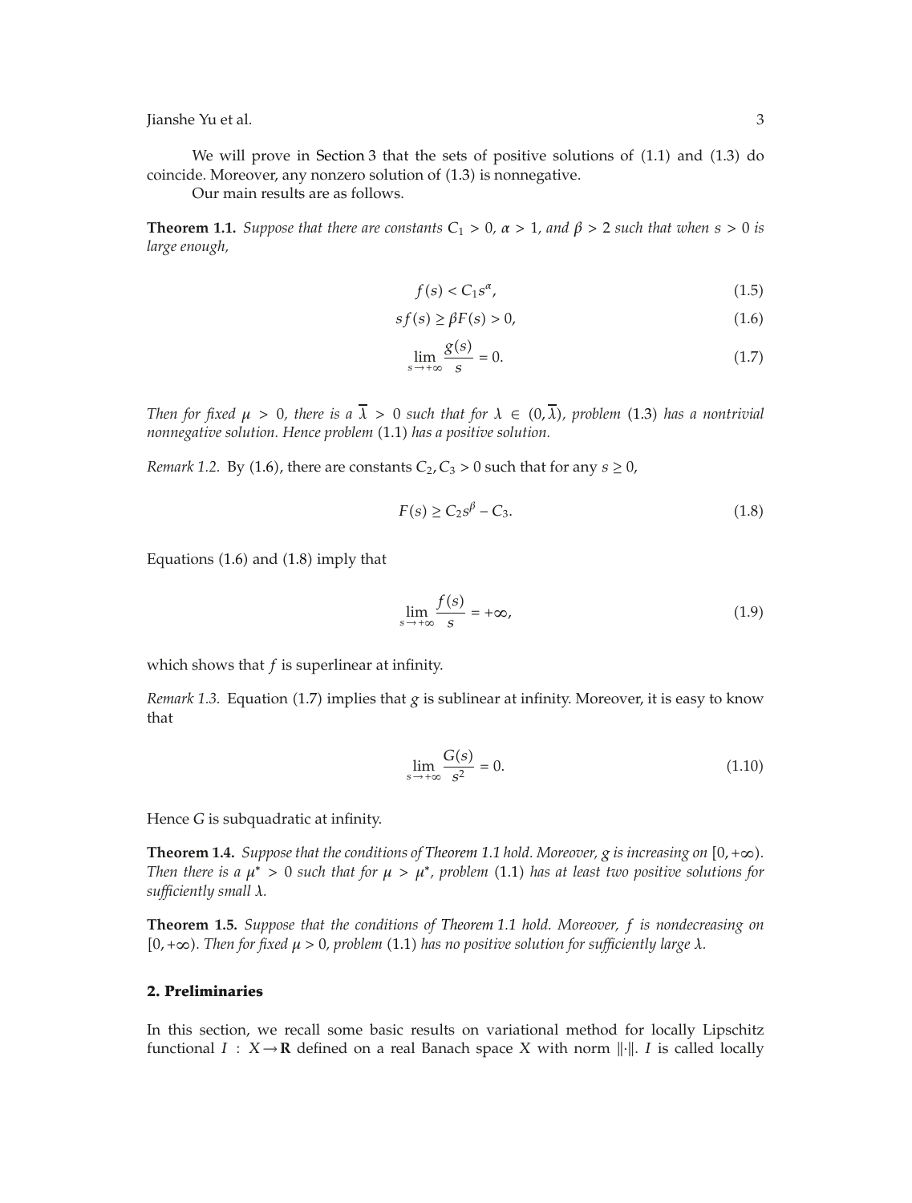We will prove in Section 3 that the sets of positive solutions of (1.1) and (1.3) do coincide. Moreover, any nonzero solution of (1.3) is nonnegative.

Our main results are as follows.

**Theorem 1.1.** *Suppose that there are constants $C_1 > 0$, $\alpha > 1$, and $\beta > 2$ such that when $s > 0$ is large enough,*

$$f(s) < C_1 s^{\alpha}, \tag{1.5}$$

$$sf(s) \geq \beta F(s) > 0, \tag{1.6}$$

$$\lim_{s \to +\infty} \frac{g(s)}{s} = 0. \tag{1.7}$$

*Then for fixed $\mu > 0$, there is a $\overline{\lambda} > 0$ such that for $\lambda \in (0, \overline{\lambda})$, problem (1.3) has a nontrivial nonnegative solution. Hence problem (1.1) has a positive solution.*

*Remark 1.2.* By (1.6), there are constants $C_2, C_3 > 0$ such that for any $s \geq 0$,

$$F(s) \geq C_2 s^{\beta} - C_3. \tag{1.8}$$

Equations (1.6) and (1.8) imply that

$$\lim_{s \to +\infty} \frac{f(s)}{s} = +\infty, \tag{1.9}$$

which shows that $f$ is superlinear at infinity.

*Remark 1.3.* Equation (1.7) implies that $g$ is sublinear at infinity. Moreover, it is easy to know that

$$\lim_{s \to +\infty} \frac{G(s)}{s^2} = 0. \tag{1.10}$$

Hence $G$ is subquadratic at infinity.

**Theorem 1.4.** *Suppose that the conditions of Theorem 1.1 hold. Moreover, $g$ is increasing on $[0, +\infty)$. Then there is a $\mu^* > 0$ such that for $\mu > \mu^*$, problem (1.1) has at least two positive solutions for sufficiently small $\lambda$.*

**Theorem 1.5.** *Suppose that the conditions of Theorem 1.1 hold. Moreover, $f$ is nondecreasing on $[0, +\infty)$. Then for fixed $\mu > 0$, problem (1.1) has no positive solution for sufficiently large $\lambda$.*

## 2. Preliminaries

In this section, we recall some basic results on variational method for locally Lipschitz functional $I : X \to \mathbf{R}$ defined on a real Banach space $X$ with norm $\|\cdot\|$. $I$ is called locally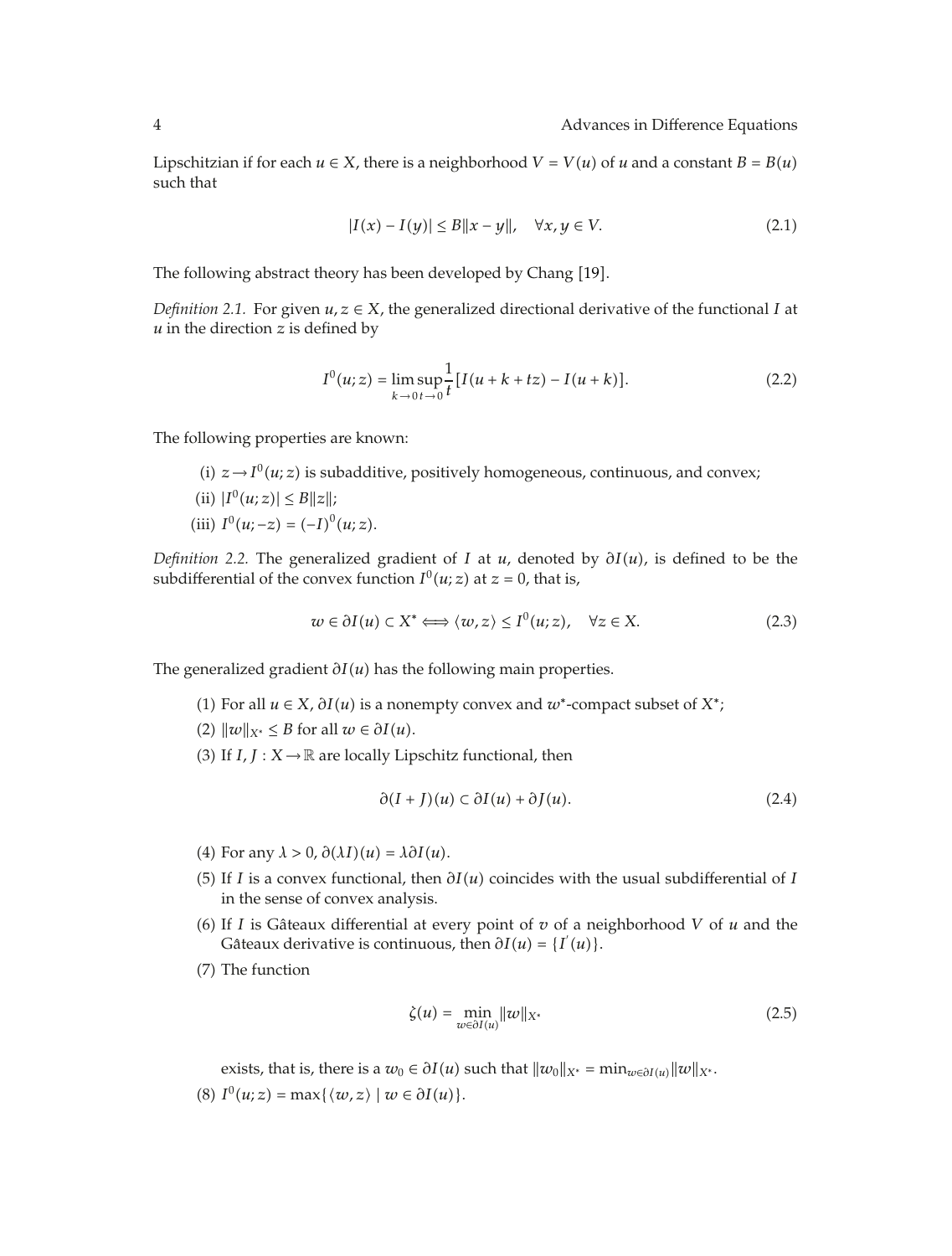Lipschitzian if for each $u \in X$, there is a neighborhood $V = V(u)$ of $u$ and a constant $B = B(u)$ such that

$$|I(x) - I(y)| \leq B\|x - y\|, \quad \forall x, y \in V. \tag{2.1}$$

The following abstract theory has been developed by Chang [19].

*Definition 2.1.* For given $u, z \in X$, the generalized directional derivative of the functional $I$ at $u$ in the direction $z$ is defined by

$$I^0(u; z) = \limsup_{k \to 0\, t \to 0} \frac{1}{t}[I(u + k + tz) - I(u + k)]. \tag{2.2}$$

The following properties are known:

(i) $z \to I^0(u; z)$ is subadditive, positively homogeneous, continuous, and convex;

(ii) $|I^0(u; z)| \leq B\|z\|$;

(iii) $I^0(u; -z) = (-I)^0(u; z)$.

*Definition 2.2.* The generalized gradient of $I$ at $u$, denoted by $\partial I(u)$, is defined to be the subdifferential of the convex function $I^0(u; z)$ at $z = 0$, that is,

$$w \in \partial I(u) \subset X^* \Longleftrightarrow \langle w, z \rangle \leq I^0(u; z), \quad \forall z \in X. \tag{2.3}$$

The generalized gradient $\partial I(u)$ has the following main properties.

(1) For all $u \in X$, $\partial I(u)$ is a nonempty convex and $w^*$-compact subset of $X^*$;

(2) $\|w\|_{X^*} \leq B$ for all $w \in \partial I(u)$.

(3) If $I, J : X \to \mathbb{R}$ are locally Lipschitz functional, then

$$\partial(I + J)(u) \subset \partial I(u) + \partial J(u). \tag{2.4}$$

(4) For any $\lambda > 0$, $\partial(\lambda I)(u) = \lambda \partial I(u)$.

(5) If $I$ is a convex functional, then $\partial I(u)$ coincides with the usual subdifferential of $I$ in the sense of convex analysis.

(6) If $I$ is Gâteaux differential at every point of $v$ of a neighborhood $V$ of $u$ and the Gâteaux derivative is continuous, then $\partial I(u) = \{I'(u)\}$.

(7) The function

$$\zeta(u) = \min_{w \in \partial I(u)} \|w\|_{X^*} \tag{2.5}$$

exists, that is, there is a $w_0 \in \partial I(u)$ such that $\|w_0\|_{X^*} = \min_{w \in \partial I(u)} \|w\|_{X^*}$.

(8) $I^0(u; z) = \max\{\langle w, z \rangle \mid w \in \partial I(u)\}$.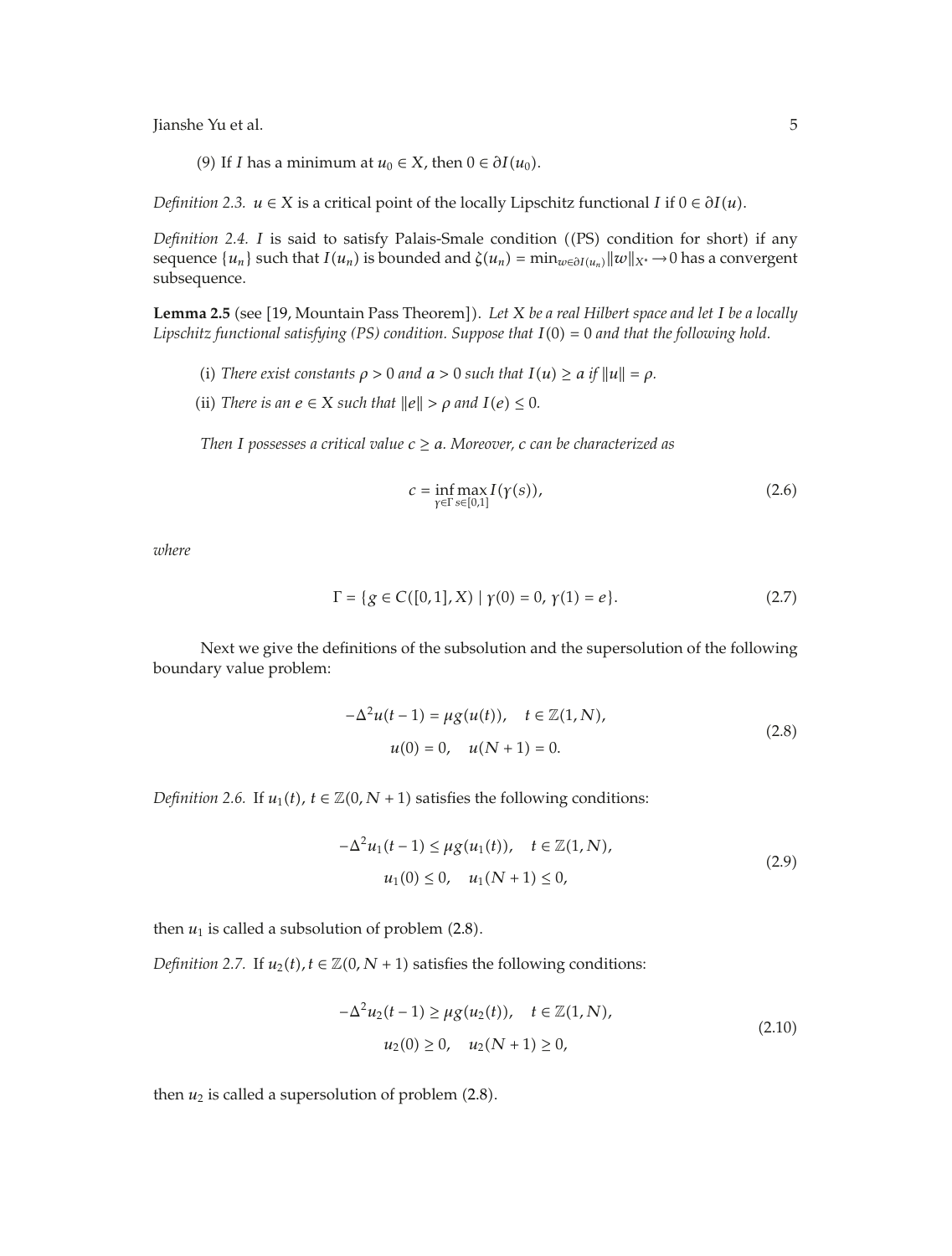(9) If $I$ has a minimum at $u_0 \in X$, then $0 \in \partial I(u_0)$.

*Definition 2.3.* $u \in X$ is a critical point of the locally Lipschitz functional $I$ if $0 \in \partial I(u)$.

*Definition 2.4.* $I$ is said to satisfy Palais-Smale condition ((PS) condition for short) if any sequence $\{u_n\}$ such that $I(u_n)$ is bounded and $\zeta(u_n) = \min_{w \in \partial I(u_n)} \|w\|_{X^*} \to 0$ has a convergent subsequence.

**Lemma 2.5** (see [19, Mountain Pass Theorem]). *Let $X$ be a real Hilbert space and let $I$ be a locally Lipschitz functional satisfying (PS) condition. Suppose that $I(0) = 0$ and that the following hold.*

(i) *There exist constants $\rho > 0$ and $a > 0$ such that $I(u) \geq a$ if $\|u\| = \rho$.*

(ii) *There is an $e \in X$ such that $\|e\| > \rho$ and $I(e) \leq 0$.*

*Then $I$ possesses a critical value $c \geq a$. Moreover, $c$ can be characterized as*

$$c = \inf_{\gamma \in \Gamma} \max_{s \in [0,1]} I(\gamma(s)), \tag{2.6}$$

*where*

$$\Gamma = \{g \in C([0,1], X) \mid \gamma(0) = 0,\ \gamma(1) = e\}. \tag{2.7}$$

Next we give the definitions of the subsolution and the supersolution of the following boundary value problem:

$$\begin{gathered} -\Delta^2 u(t-1) = \mu g(u(t)), \quad t \in \mathbb{Z}(1, N), \\ u(0) = 0, \quad u(N+1) = 0. \end{gathered} \tag{2.8}$$

*Definition 2.6.* If $u_1(t)$, $t \in \mathbb{Z}(0, N+1)$ satisfies the following conditions:

$$\begin{gathered} -\Delta^2 u_1(t-1) \leq \mu g(u_1(t)), \quad t \in \mathbb{Z}(1, N), \\ u_1(0) \leq 0, \quad u_1(N+1) \leq 0, \end{gathered} \tag{2.9}$$

then $u_1$ is called a subsolution of problem (2.8).

*Definition 2.7.* If $u_2(t), t \in \mathbb{Z}(0, N+1)$ satisfies the following conditions:

$$\begin{gathered} -\Delta^2 u_2(t-1) \geq \mu g(u_2(t)), \quad t \in \mathbb{Z}(1, N), \\ u_2(0) \geq 0, \quad u_2(N+1) \geq 0, \end{gathered} \tag{2.10}$$

then $u_2$ is called a supersolution of problem (2.8).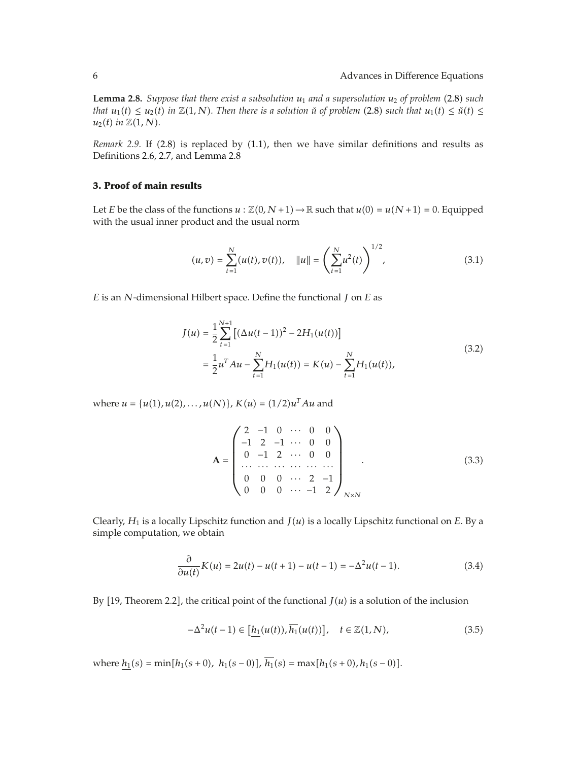**Lemma 2.8.** *Suppose that there exist a subsolution $u_1$ and a supersolution $u_2$ of problem* (2.8) *such that $u_1(t) \le u_2(t)$ in $\mathbb{Z}(1,N)$. Then there is a solution $\check{u}$ of problem* (2.8) *such that $u_1(t) \le \check{u}(t) \le u_2(t)$ in $\mathbb{Z}(1,N)$.*

*Remark 2.9.* If (2.8) is replaced by (1.1), then we have similar definitions and results as Definitions 2.6, 2.7, and Lemma 2.8

### 3. Proof of main results

Let $E$ be the class of the functions $u : \mathbb{Z}(0, N+1) \to \mathbb{R}$ such that $u(0) = u(N+1) = 0$. Equipped with the usual inner product and the usual norm

$$(u, v) = \sum_{t=1}^{N} (u(t), v(t)), \quad \|u\| = \left( \sum_{t=1}^{N} u^2(t) \right)^{1/2}, \tag{3.1}$$

$E$ is an $N$-dimensional Hilbert space. Define the functional $J$ on $E$ as

$$\begin{aligned} J(u) &= \frac{1}{2} \sum_{t=1}^{N+1} \left[ (\Delta u(t-1))^2 - 2H_1(u(t)) \right] \\ &= \frac{1}{2} u^T A u - \sum_{t=1}^{N} H_1(u(t)) = K(u) - \sum_{t=1}^{N} H_1(u(t)), \end{aligned} \tag{3.2}$$

where $u = \{u(1), u(2), \dots, u(N)\}$, $K(u) = (1/2) u^T A u$ and

$$\mathbf{A} = \begin{pmatrix} 2 & -1 & 0 & \cdots & 0 & 0 \\ -1 & 2 & -1 & \cdots & 0 & 0 \\ 0 & -1 & 2 & \cdots & 0 & 0 \\ \cdots & \cdots & \cdots & \cdots & \cdots & \cdots \\ 0 & 0 & 0 & \cdots & 2 & -1 \\ 0 & 0 & 0 & \cdots & -1 & 2 \end{pmatrix}_{N \times N}. \tag{3.3}$$

Clearly, $H_1$ is a locally Lipschitz function and $J(u)$ is a locally Lipschitz functional on $E$. By a simple computation, we obtain

$$\frac{\partial}{\partial u(t)} K(u) = 2u(t) - u(t+1) - u(t-1) = -\Delta^2 u(t-1). \tag{3.4}$$

By [19, Theorem 2.2], the critical point of the functional $J(u)$ is a solution of the inclusion

$$-\Delta^2 u(t-1) \in \left[ \underline{h_1}(u(t)), \overline{h_1}(u(t)) \right], \quad t \in \mathbb{Z}(1, N), \tag{3.5}$$

where $\underline{h_1}(s) = \min[h_1(s+0),\ h_1(s-0)]$, $\overline{h_1}(s) = \max[h_1(s+0), h_1(s-0)]$.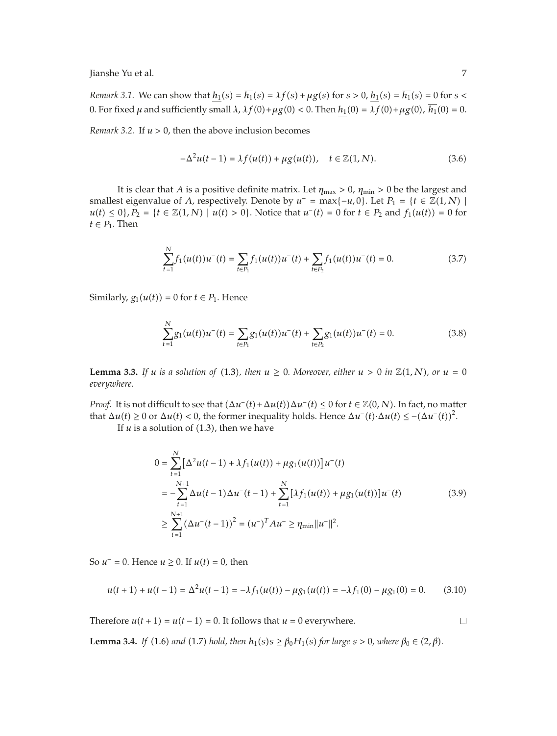*Remark 3.1.* We can show that $\underline{h_1}(s) = \overline{h_1}(s) = \lambda f(s) + \mu g(s)$ for $s > 0$, $\underline{h_1}(s) = \overline{h_1}(s) = 0$ for $s < 0$. For fixed $\mu$ and sufficiently small $\lambda$, $\lambda f(0) + \mu g(0) < 0$. Then $\underline{h_1}(0) = \lambda f(0) + \mu g(0)$, $\overline{h_1}(0) = 0$.

*Remark 3.2.* If $u > 0$, then the above inclusion becomes

$$-\Delta^2 u(t-1) = \lambda f(u(t)) + \mu g(u(t)), \quad t \in \mathbb{Z}(1, N). \tag{3.6}$$

It is clear that $A$ is a positive definite matrix. Let $\eta_{\max} > 0$, $\eta_{\min} > 0$ be the largest and smallest eigenvalue of $A$, respectively. Denote by $u^- = \max\{-u, 0\}$. Let $P_1 = \{t \in \mathbb{Z}(1, N) \mid u(t) \leq 0\}$, $P_2 = \{t \in \mathbb{Z}(1, N) \mid u(t) > 0\}$. Notice that $u^-(t) = 0$ for $t \in P_2$ and $f_1(u(t)) = 0$ for $t \in P_1$. Then

$$\sum_{t=1}^{N} f_1(u(t))u^-(t) = \sum_{t \in P_1} f_1(u(t))u^-(t) + \sum_{t \in P_2} f_1(u(t))u^-(t) = 0. \tag{3.7}$$

Similarly, $g_1(u(t)) = 0$ for $t \in P_1$. Hence

$$\sum_{t=1}^{N} g_1(u(t))u^-(t) = \sum_{t \in P_1} g_1(u(t))u^-(t) + \sum_{t \in P_2} g_1(u(t))u^-(t) = 0. \tag{3.8}$$

**Lemma 3.3.** *If $u$ is a solution of* (1.3)*, then $u \geq 0$. Moreover, either $u > 0$ in $\mathbb{Z}(1, N)$, or $u = 0$ everywhere.*

*Proof.* It is not difficult to see that $(\Delta u^-(t) + \Delta u(t))\Delta u^-(t) \leq 0$ for $t \in \mathbb{Z}(0, N)$. In fact, no matter that $\Delta u(t) \geq 0$ or $\Delta u(t) < 0$, the former inequality holds. Hence $\Delta u^-(t) \cdot \Delta u(t) \leq -(\Delta u^-(t))^2$.

If $u$ is a solution of (1.3), then we have

$$\begin{aligned}
0 &= \sum_{t=1}^{N} \left[\Delta^2 u(t-1) + \lambda f_1(u(t)) + \mu g_1(u(t))\right] u^-(t) \\
&= -\sum_{t=1}^{N+1} \Delta u(t-1)\Delta u^-(t-1) + \sum_{t=1}^{N} [\lambda f_1(u(t)) + \mu g_1(u(t))]u^-(t) \\
&\geq \sum_{t=1}^{N+1} (\Delta u^-(t-1))^2 = (u^-)^T A u^- \geq \eta_{\min} \|u^-\|^2.
\end{aligned} \tag{3.9}$$

So $u^- = 0$. Hence $u \geq 0$. If $u(t) = 0$, then

$$u(t+1) + u(t-1) = \Delta^2 u(t-1) = -\lambda f_1(u(t)) - \mu g_1(u(t)) = -\lambda f_1(0) - \mu g_1(0) = 0. \tag{3.10}$$

Therefore $u(t+1) = u(t-1) = 0$. It follows that $u = 0$ everywhere. □

**Lemma 3.4.** *If* (1.6) *and* (1.7) *hold, then $h_1(s)s \geq \beta_0 H_1(s)$ for large $s > 0$, where $\beta_0 \in (2, \beta)$.*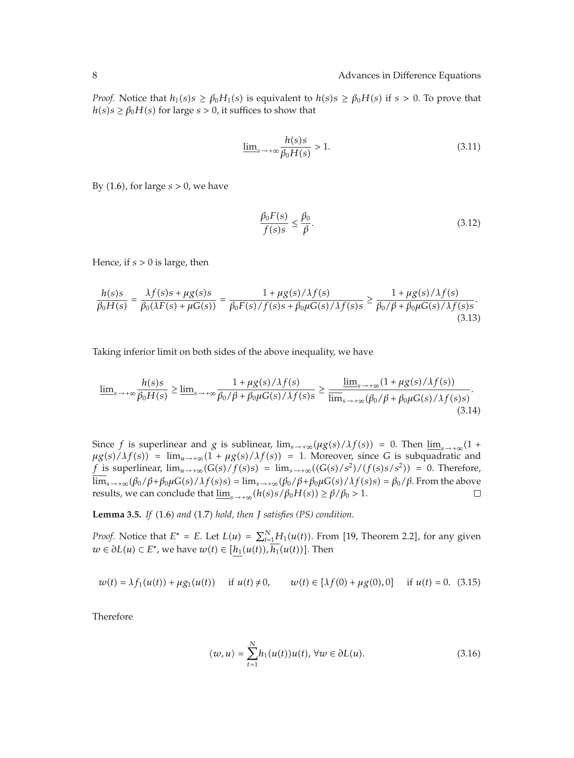*Proof.* Notice that $h_1(s)s \geq \beta_0 H_1(s)$ is equivalent to $h(s)s \geq \beta_0 H(s)$ if $s > 0$. To prove that $h(s)s \geq \beta_0 H(s)$ for large $s > 0$, it suffices to show that

$$\underline{\lim}_{s\to+\infty} \frac{h(s)s}{\beta_0 H(s)} > 1. \tag{3.11}$$

By (1.6), for large $s > 0$, we have

$$\frac{\beta_0 F(s)}{f(s)s} \leq \frac{\beta_0}{\beta}. \tag{3.12}$$

Hence, if $s > 0$ is large, then

$$\frac{h(s)s}{\beta_0 H(s)} = \frac{\lambda f(s)s + \mu g(s)s}{\beta_0(\lambda F(s) + \mu G(s))} = \frac{1 + \mu g(s)/\lambda f(s)}{\beta_0 F(s)/f(s)s + \beta_0 \mu G(s)/\lambda f(s)s} \geq \frac{1 + \mu g(s)/\lambda f(s)}{\beta_0/\beta + \beta_0 \mu G(s)/\lambda f(s)s}. \tag{3.13}$$

Taking inferior limit on both sides of the above inequality, we have

$$\underline{\lim}_{s\to+\infty} \frac{h(s)s}{\beta_0 H(s)} \geq \underline{\lim}_{s\to+\infty} \frac{1 + \mu g(s)/\lambda f(s)}{\beta_0/\beta + \beta_0 \mu G(s)/\lambda f(s)s} \geq \frac{\underline{\lim}_{s\to+\infty}(1 + \mu g(s)/\lambda f(s))}{\overline{\lim}_{s\to+\infty}(\beta_0/\beta + \beta_0 \mu G(s)/\lambda f(s)s)}. \tag{3.14}$$

Since $f$ is superlinear and $g$ is sublinear, $\lim_{s\to+\infty}(\mu g(s)/\lambda f(s)) = 0$. Then $\underline{\lim}_{s\to+\infty}(1 + \mu g(s)/\lambda f(s)) = \lim_{u\to+\infty}(1 + \mu g(s)/\lambda f(s)) = 1$. Moreover, since $G$ is subquadratic and $f$ is superlinear, $\lim_{u\to+\infty}(G(s)/f(s)s) = \lim_{s\to+\infty}((G(s)/s^2)/(f(s)s/s^2)) = 0$. Therefore, $\overline{\lim}_{s\to+\infty}(\beta_0/\beta + \beta_0 \mu G(s)/\lambda f(s)s) = \lim_{s\to+\infty}(\beta_0/\beta + \beta_0 \mu G(s)/\lambda f(s)s) = \beta_0/\beta$. From the above results, we can conclude that $\underline{\lim}_{s\to+\infty}(h(s)s/\beta_0 H(s)) \geq \beta/\beta_0 > 1$. □

**Lemma 3.5.** *If* (1.6) *and* (1.7) *hold, then $J$ satisfies (PS) condition.*

*Proof.* Notice that $E^* = E$. Let $L(u) = \sum_{t=1}^{N} H_1(u(t))$. From [19, Theorem 2.2], for any given $w \in \partial L(u) \subset E^*$, we have $w(t) \in [\underline{h_1}(u(t)), \overline{h_1}(u(t))]$. Then

$$w(t) = \lambda f_1(u(t)) + \mu g_1(u(t)) \quad \text{if } u(t) \neq 0, \qquad w(t) \in [\lambda f(0) + \mu g(0), 0] \quad \text{if } u(t) = 0. \tag{3.15}$$

Therefore

$$\langle w, u\rangle = \sum_{t=1}^{N} h_1(u(t))u(t), \ \forall w \in \partial L(u). \tag{3.16}$$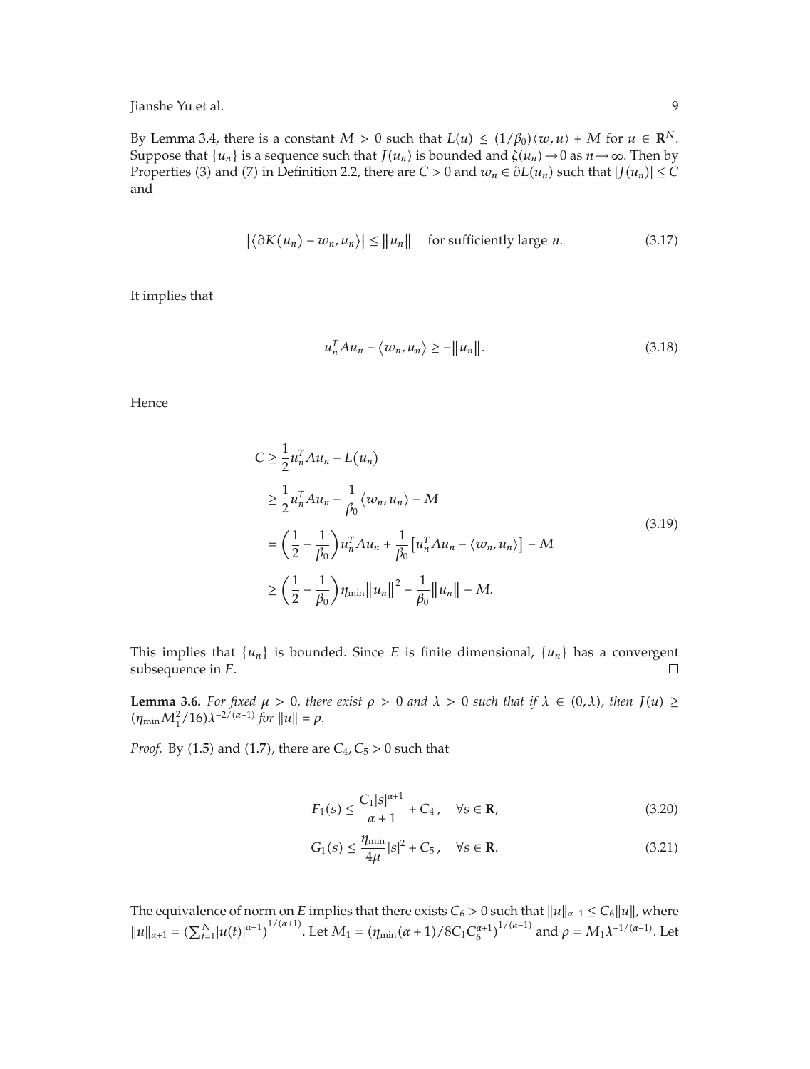By Lemma 3.4, there is a constant $M > 0$ such that $L(u) \le (1/\beta_0)\langle w, u\rangle + M$ for $u \in \mathbf{R}^N$. Suppose that $\{u_n\}$ is a sequence such that $J(u_n)$ is bounded and $\zeta(u_n) \to 0$ as $n \to \infty$. Then by Properties (3) and (7) in Definition 2.2, there are $C > 0$ and $w_n \in \partial L(u_n)$ such that $|J(u_n)| \le C$ and

$$\left|\langle \partial K(u_n) - w_n, u_n\rangle\right| \le \|u_n\| \quad \text{for sufficiently large } n. \tag{3.17}$$

It implies that

$$u_n^T A u_n - \langle w_n, u_n\rangle \ge -\|u_n\|. \tag{3.18}$$

Hence

$$\begin{aligned}
C &\ge \frac{1}{2}u_n^T A u_n - L(u_n) \\
&\ge \frac{1}{2}u_n^T A u_n - \frac{1}{\beta_0}\langle w_n, u_n\rangle - M \\
&= \left(\frac{1}{2} - \frac{1}{\beta_0}\right)u_n^T A u_n + \frac{1}{\beta_0}\left[u_n^T A u_n - \langle w_n, u_n\rangle\right] - M \\
&\ge \left(\frac{1}{2} - \frac{1}{\beta_0}\right)\eta_{\min}\|u_n\|^2 - \frac{1}{\beta_0}\|u_n\| - M.
\end{aligned} \tag{3.19}$$

This implies that $\{u_n\}$ is bounded. Since $E$ is finite dimensional, $\{u_n\}$ has a convergent subsequence in $E$. □

**Lemma 3.6.** *For fixed $\mu > 0$, there exist $\rho > 0$ and $\overline{\lambda} > 0$ such that if $\lambda \in (0, \overline{\lambda})$, then $J(u) \ge (\eta_{\min} M_1^2/16)\lambda^{-2/(\alpha-1)}$ for $\|u\| = \rho$.*

*Proof.* By (1.5) and (1.7), there are $C_4, C_5 > 0$ such that

$$F_1(s) \le \frac{C_1|s|^{\alpha+1}}{\alpha+1} + C_4, \quad \forall s \in \mathbf{R}, \tag{3.20}$$

$$G_1(s) \le \frac{\eta_{\min}}{4\mu}|s|^2 + C_5, \quad \forall s \in \mathbf{R}. \tag{3.21}$$

The equivalence of norm on $E$ implies that there exists $C_6 > 0$ such that $\|u\|_{\alpha+1} \le C_6\|u\|$, where $\|u\|_{\alpha+1} = \left(\sum_{t=1}^N |u(t)|^{\alpha+1}\right)^{1/(\alpha+1)}$. Let $M_1 = \left(\eta_{\min}(\alpha+1)/8C_1C_6^{\alpha+1}\right)^{1/(\alpha-1)}$ and $\rho = M_1\lambda^{-1/(\alpha-1)}$. Let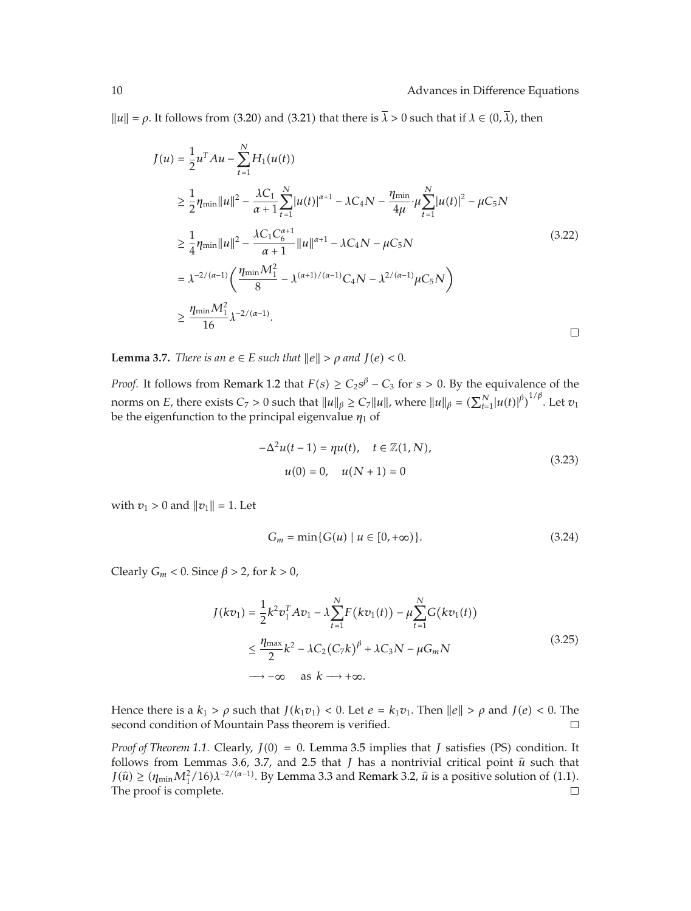$\|u\| = \rho$. It follows from (3.20) and (3.21) that there is $\overline{\lambda} > 0$ such that if $\lambda \in (0, \overline{\lambda})$, then

$$
\begin{aligned}
J(u) &= \frac{1}{2}u^T A u - \sum_{t=1}^{N} H_1(u(t)) \\
&\geq \frac{1}{2}\eta_{\min}\|u\|^2 - \frac{\lambda C_1}{\alpha+1}\sum_{t=1}^{N}|u(t)|^{\alpha+1} - \lambda C_4 N - \frac{\eta_{\min}}{4\mu}\cdot\mu\sum_{t=1}^{N}|u(t)|^2 - \mu C_5 N \\
&\geq \frac{1}{4}\eta_{\min}\|u\|^2 - \frac{\lambda C_1 C_6^{\alpha+1}}{\alpha+1}\|u\|^{\alpha+1} - \lambda C_4 N - \mu C_5 N \\
&= \lambda^{-2/(\alpha-1)}\left(\frac{\eta_{\min}M_1^2}{8} - \lambda^{(\alpha+1)/(\alpha-1)}C_4 N - \lambda^{2/(\alpha-1)}\mu C_5 N\right) \\
&\geq \frac{\eta_{\min}M_1^2}{16}\lambda^{-2/(\alpha-1)}.
\end{aligned}
\tag{3.22}
$$

□

**Lemma 3.7.** *There is an $e \in E$ such that $\|e\| > \rho$ and $J(e) < 0$.*

*Proof.* It follows from Remark 1.2 that $F(s) \geq C_2 s^\beta - C_3$ for $s > 0$. By the equivalence of the norms on $E$, there exists $C_7 > 0$ such that $\|u\|_\beta \geq C_7\|u\|$, where $\|u\|_\beta = \left(\sum_{t=1}^{N}|u(t)|^\beta\right)^{1/\beta}$. Let $v_1$ be the eigenfunction to the principal eigenvalue $\eta_1$ of

$$
\begin{gathered}
-\Delta^2 u(t-1) = \eta u(t), \quad t \in \mathbb{Z}(1, N), \\
u(0) = 0, \quad u(N+1) = 0
\end{gathered}
\tag{3.23}
$$

with $v_1 > 0$ and $\|v_1\| = 1$. Let

$$
G_m = \min\{G(u) \mid u \in [0, +\infty)\}.
\tag{3.24}
$$

Clearly $G_m < 0$. Since $\beta > 2$, for $k > 0$,

$$
\begin{aligned}
J(kv_1) &= \frac{1}{2}k^2 v_1^T A v_1 - \lambda\sum_{t=1}^{N}F(kv_1(t)) - \mu\sum_{t=1}^{N}G(kv_1(t)) \\
&\leq \frac{\eta_{\max}}{2}k^2 - \lambda C_2 (C_7 k)^\beta + \lambda C_3 N - \mu G_m N \\
&\longrightarrow -\infty \quad \text{as } k \longrightarrow +\infty.
\end{aligned}
\tag{3.25}
$$

Hence there is a $k_1 > \rho$ such that $J(k_1 v_1) < 0$. Let $e = k_1 v_1$. Then $\|e\| > \rho$ and $J(e) < 0$. The second condition of Mountain Pass theorem is verified. □

*Proof of Theorem 1.1.* Clearly, $J(0) = 0$. Lemma 3.5 implies that $J$ satisfies (PS) condition. It follows from Lemmas 3.6, 3.7, and 2.5 that $J$ has a nontrivial critical point $\widehat{u}$ such that $J(\widehat{u}) \geq (\eta_{\min}M_1^2/16)\lambda^{-2/(\alpha-1)}$. By Lemma 3.3 and Remark 3.2, $\widehat{u}$ is a positive solution of (1.1). The proof is complete. □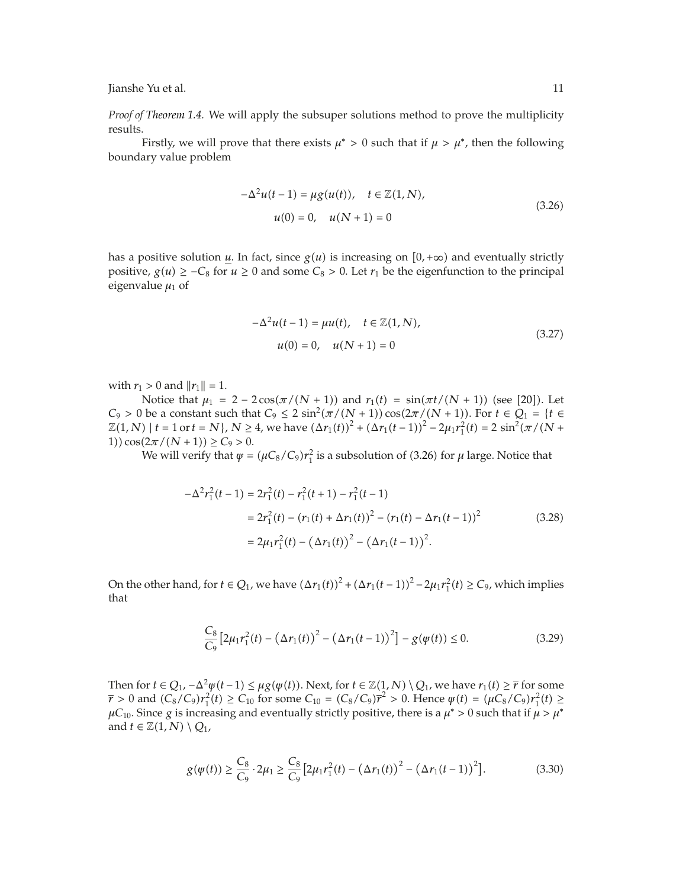*Proof of Theorem 1.4.* We will apply the subsuper solutions method to prove the multiplicity results.

Firstly, we will prove that there exists $\mu^* > 0$ such that if $\mu > \mu^*$, then the following boundary value problem

$$
\begin{gathered}
-\Delta^2 u(t-1) = \mu g(u(t)), \quad t \in \mathbb{Z}(1, N), \\
u(0) = 0, \quad u(N+1) = 0
\end{gathered} \tag{3.26}
$$

has a positive solution $\underline{u}$. In fact, since $g(u)$ is increasing on $[0, +\infty)$ and eventually strictly positive, $g(u) \geq -C_8$ for $u \geq 0$ and some $C_8 > 0$. Let $r_1$ be the eigenfunction to the principal eigenvalue $\mu_1$ of

$$
\begin{gathered}
-\Delta^2 u(t-1) = \mu u(t), \quad t \in \mathbb{Z}(1, N), \\
u(0) = 0, \quad u(N+1) = 0
\end{gathered} \tag{3.27}
$$

with $r_1 > 0$ and $\|r_1\| = 1$.

Notice that $\mu_1 = 2 - 2\cos(\pi/(N+1))$ and $r_1(t) = \sin(\pi t/(N+1))$ (see [20]). Let $C_9 > 0$ be a constant such that $C_9 \leq 2\sin^2(\pi/(N+1))\cos(2\pi/(N+1))$. For $t \in Q_1 = \{t \in \mathbb{Z}(1, N) \mid t = 1 \text{ or } t = N\}$, $N \geq 4$, we have $(\Delta r_1(t))^2 + (\Delta r_1(t-1))^2 - 2\mu_1 r_1^2(t) = 2\sin^2(\pi/(N+1))\cos(2\pi/(N+1)) \geq C_9 > 0$.

We will verify that $\psi = (\mu C_8/C_9) r_1^2$ is a subsolution of (3.26) for $\mu$ large. Notice that

$$
\begin{aligned}
-\Delta^2 r_1^2(t-1) &= 2r_1^2(t) - r_1^2(t+1) - r_1^2(t-1) \\
&= 2r_1^2(t) - (r_1(t) + \Delta r_1(t))^2 - (r_1(t) - \Delta r_1(t-1))^2 \\
&= 2\mu_1 r_1^2(t) - (\Delta r_1(t))^2 - (\Delta r_1(t-1))^2.
\end{aligned} \tag{3.28}
$$

On the other hand, for $t \in Q_1$, we have $(\Delta r_1(t))^2 + (\Delta r_1(t-1))^2 - 2\mu_1 r_1^2(t) \geq C_9$, which implies that

$$
\frac{C_8}{C_9}\left[2\mu_1 r_1^2(t) - (\Delta r_1(t))^2 - (\Delta r_1(t-1))^2\right] - g(\psi(t)) \leq 0. \tag{3.29}
$$

Then for $t \in Q_1$, $-\Delta^2 \psi(t-1) \leq \mu g(\psi(t))$. Next, for $t \in \mathbb{Z}(1, N) \setminus Q_1$, we have $r_1(t) \geq \overline{r}$ for some $\overline{r} > 0$ and $(C_8/C_9) r_1^2(t) \geq C_{10}$ for some $C_{10} = (C_8/C_9)\overline{r}^2 > 0$. Hence $\psi(t) = (\mu C_8/C_9) r_1^2(t) \geq \mu C_{10}$. Since $g$ is increasing and eventually strictly positive, there is a $\mu^* > 0$ such that if $\mu > \mu^*$ and $t \in \mathbb{Z}(1, N) \setminus Q_1$,

$$
g(\psi(t)) \geq \frac{C_8}{C_9} \cdot 2\mu_1 \geq \frac{C_8}{C_9}\left[2\mu_1 r_1^2(t) - (\Delta r_1(t))^2 - (\Delta r_1(t-1))^2\right]. \tag{3.30}
$$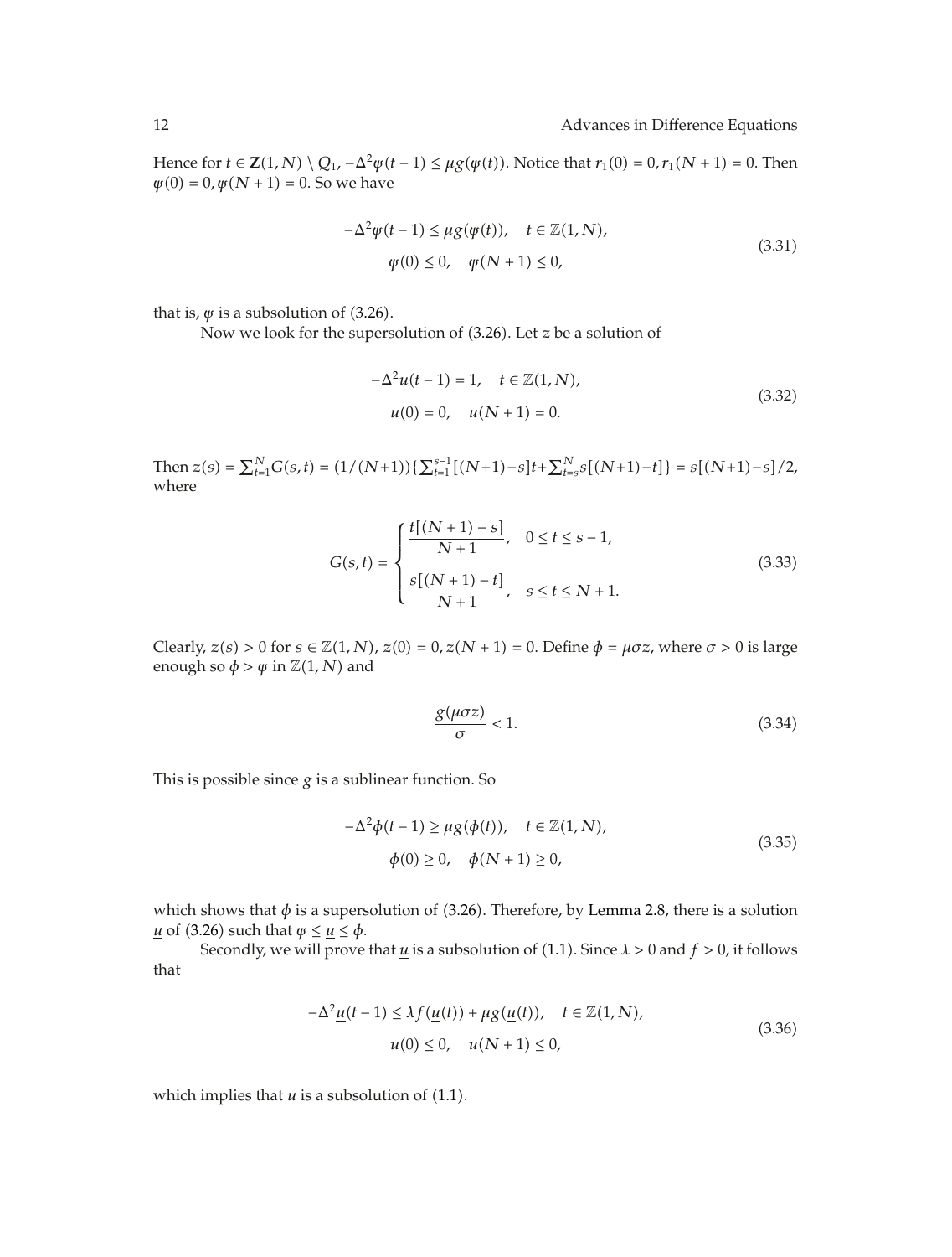Hence for $t \in \mathbf{Z}(1, N) \setminus Q_1$, $-\Delta^2 \psi(t-1) \leq \mu g(\psi(t))$. Notice that $r_1(0) = 0, r_1(N+1) = 0$. Then $\psi(0) = 0, \psi(N+1) = 0$. So we have

$$
\begin{gathered}
-\Delta^2 \psi(t-1) \leq \mu g(\psi(t)), \quad t \in \mathbb{Z}(1, N), \\
\psi(0) \leq 0, \quad \psi(N+1) \leq 0,
\end{gathered}
\tag{3.31}
$$

that is, $\psi$ is a subsolution of (3.26).

Now we look for the supersolution of (3.26). Let $z$ be a solution of

$$
\begin{gathered}
-\Delta^2 u(t-1) = 1, \quad t \in \mathbb{Z}(1, N), \\
u(0) = 0, \quad u(N+1) = 0.
\end{gathered}
\tag{3.32}
$$

Then $z(s) = \sum_{t=1}^{N} G(s,t) = (1/(N+1))\{\sum_{t=1}^{s-1}[(N+1)-s]t + \sum_{t=s}^{N} s[(N+1)-t]\} = s[(N+1)-s]/2$, where

$$
G(s,t) = \begin{cases} \dfrac{t[(N+1)-s]}{N+1}, & 0 \leq t \leq s-1, \\[2ex] \dfrac{s[(N+1)-t]}{N+1}, & s \leq t \leq N+1. \end{cases}
\tag{3.33}
$$

Clearly, $z(s) > 0$ for $s \in \mathbb{Z}(1, N)$, $z(0) = 0, z(N+1) = 0$. Define $\phi = \mu \sigma z$, where $\sigma > 0$ is large enough so $\phi > \psi$ in $\mathbb{Z}(1, N)$ and

$$
\frac{g(\mu \sigma z)}{\sigma} < 1.
\tag{3.34}
$$

This is possible since $g$ is a sublinear function. So

$$
\begin{gathered}
-\Delta^2 \phi(t-1) \geq \mu g(\phi(t)), \quad t \in \mathbb{Z}(1, N), \\
\phi(0) \geq 0, \quad \phi(N+1) \geq 0,
\end{gathered}
\tag{3.35}
$$

which shows that $\phi$ is a supersolution of (3.26). Therefore, by Lemma 2.8, there is a solution $\underline{u}$ of (3.26) such that $\psi \leq \underline{u} \leq \phi$.

Secondly, we will prove that $\underline{u}$ is a subsolution of (1.1). Since $\lambda > 0$ and $f > 0$, it follows that

$$
\begin{gathered}
-\Delta^2 \underline{u}(t-1) \leq \lambda f(\underline{u}(t)) + \mu g(\underline{u}(t)), \quad t \in \mathbb{Z}(1, N), \\
\underline{u}(0) \leq 0, \quad \underline{u}(N+1) \leq 0,
\end{gathered}
\tag{3.36}
$$

which implies that $\underline{u}$ is a subsolution of (1.1).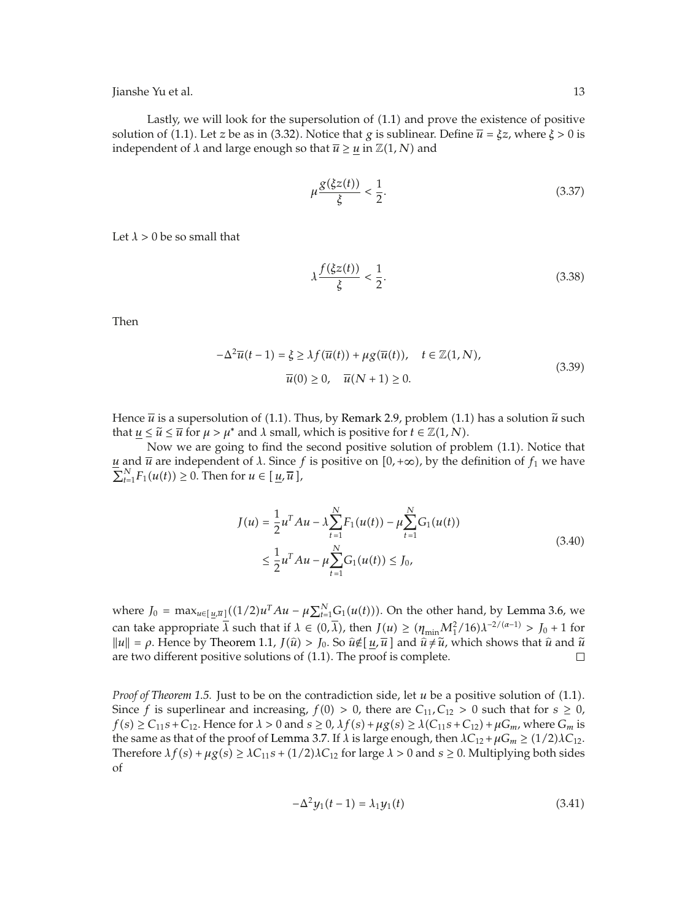Lastly, we will look for the supersolution of (1.1) and prove the existence of positive solution of (1.1). Let $z$ be as in (3.32). Notice that $g$ is sublinear. Define $\overline{u} = \xi z$, where $\xi > 0$ is independent of $\lambda$ and large enough so that $\overline{u} \geq \underline{u}$ in $\mathbb{Z}(1, N)$ and

$$\mu \frac{g(\xi z(t))}{\xi} < \frac{1}{2}. \tag{3.37}$$

Let $\lambda > 0$ be so small that

$$\lambda \frac{f(\xi z(t))}{\xi} < \frac{1}{2}. \tag{3.38}$$

Then

$$\begin{gathered} -\Delta^2 \overline{u}(t-1) = \xi \geq \lambda f(\overline{u}(t)) + \mu g(\overline{u}(t)), \quad t \in \mathbb{Z}(1, N), \\ \overline{u}(0) \geq 0, \quad \overline{u}(N+1) \geq 0. \end{gathered} \tag{3.39}$$

Hence $\overline{u}$ is a supersolution of (1.1). Thus, by Remark 2.9, problem (1.1) has a solution $\widetilde{u}$ such that $\underline{u} \leq \widetilde{u} \leq \overline{u}$ for $\mu > \mu^*$ and $\lambda$ small, which is positive for $t \in \mathbb{Z}(1, N)$.

Now we are going to find the second positive solution of problem (1.1). Notice that $\underline{u}$ and $\overline{u}$ are independent of $\lambda$. Since $f$ is positive on $[0, +\infty)$, by the definition of $f_1$ we have $\sum_{t=1}^{N} F_1(u(t)) \geq 0$. Then for $u \in [\underline{u}, \overline{u}]$,

$$\begin{aligned} J(u) &= \frac{1}{2} u^T A u - \lambda \sum_{t=1}^{N} F_1(u(t)) - \mu \sum_{t=1}^{N} G_1(u(t)) \\ &\leq \frac{1}{2} u^T A u - \mu \sum_{t=1}^{N} G_1(u(t)) \leq J_0, \end{aligned} \tag{3.40}$$

where $J_0 = \max_{u \in [\underline{u}, \overline{u}]} ((1/2) u^T A u - \mu \sum_{t=1}^{N} G_1(u(t)))$. On the other hand, by Lemma 3.6, we can take appropriate $\overline{\lambda}$ such that if $\lambda \in (0, \overline{\lambda})$, then $J(u) \geq (\eta_{\min} M_1^2 / 16) \lambda^{-2/(\alpha - 1)} > J_0 + 1$ for $\|u\| = \rho$. Hence by Theorem 1.1, $J(\widehat{u}) > J_0$. So $\widehat{u} \notin [\underline{u}, \overline{u}]$ and $\widehat{u} \neq \widetilde{u}$, which shows that $\widehat{u}$ and $\widetilde{u}$ are two different positive solutions of (1.1). The proof is complete. □

*Proof of Theorem 1.5.* Just to be on the contradiction side, let $u$ be a positive solution of (1.1). Since $f$ is superlinear and increasing, $f(0) > 0$, there are $C_{11}, C_{12} > 0$ such that for $s \geq 0$, $f(s) \geq C_{11} s + C_{12}$. Hence for $\lambda > 0$ and $s \geq 0$, $\lambda f(s) + \mu g(s) \geq \lambda (C_{11} s + C_{12}) + \mu G_m$, where $G_m$ is the same as that of the proof of Lemma 3.7. If $\lambda$ is large enough, then $\lambda C_{12} + \mu G_m \geq (1/2) \lambda C_{12}$. Therefore $\lambda f(s) + \mu g(s) \geq \lambda C_{11} s + (1/2) \lambda C_{12}$ for large $\lambda > 0$ and $s \geq 0$. Multiplying both sides of

$$-\Delta^2 y_1(t-1) = \lambda_1 y_1(t) \tag{3.41}$$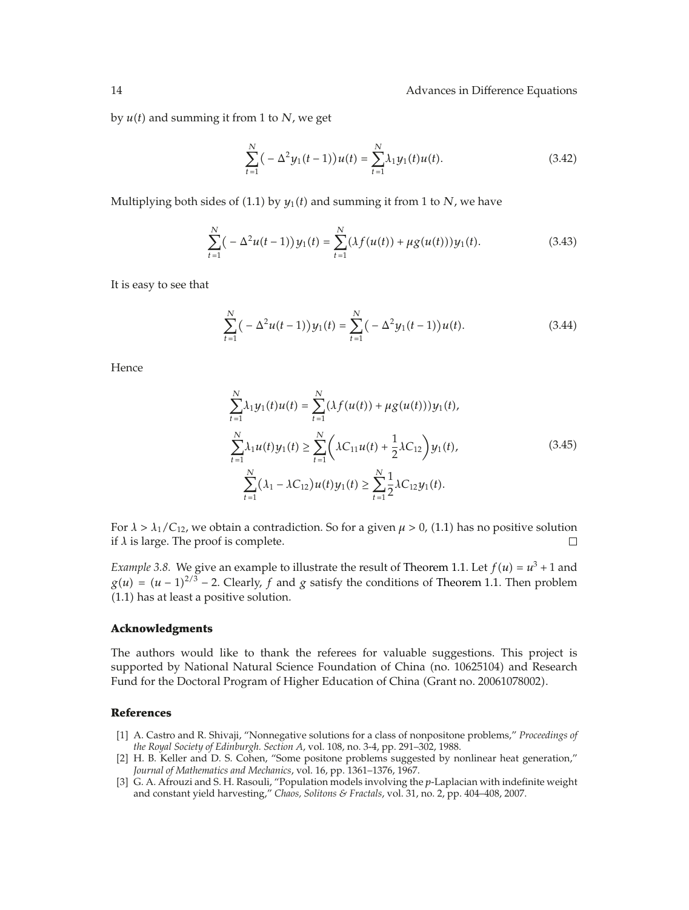by $u(t)$ and summing it from 1 to $N$, we get

$$\sum_{t=1}^{N}\left(-\Delta^2 y_1(t-1)\right)u(t) = \sum_{t=1}^{N}\lambda_1 y_1(t)u(t). \tag{3.42}$$

Multiplying both sides of (1.1) by $y_1(t)$ and summing it from 1 to $N$, we have

$$\sum_{t=1}^{N}\left(-\Delta^2 u(t-1)\right)y_1(t) = \sum_{t=1}^{N}\left(\lambda f(u(t)) + \mu g(u(t))\right)y_1(t). \tag{3.43}$$

It is easy to see that

$$\sum_{t=1}^{N}\left(-\Delta^2 u(t-1)\right)y_1(t) = \sum_{t=1}^{N}\left(-\Delta^2 y_1(t-1)\right)u(t). \tag{3.44}$$

Hence

$$\begin{aligned}
\sum_{t=1}^{N}\lambda_1 y_1(t)u(t) &= \sum_{t=1}^{N}\left(\lambda f(u(t)) + \mu g(u(t))\right)y_1(t),\\
\sum_{t=1}^{N}\lambda_1 u(t)y_1(t) &\geq \sum_{t=1}^{N}\left(\lambda C_{11}u(t) + \frac{1}{2}\lambda C_{12}\right)y_1(t),\\
\sum_{t=1}^{N}\left(\lambda_1 - \lambda C_{12}\right)u(t)y_1(t) &\geq \sum_{t=1}^{N}\frac{1}{2}\lambda C_{12}y_1(t).
\end{aligned} \tag{3.45}$$

For $\lambda > \lambda_1/C_{12}$, we obtain a contradiction. So for a given $\mu > 0$, (1.1) has no positive solution if $\lambda$ is large. The proof is complete. □

*Example 3.8.* We give an example to illustrate the result of Theorem 1.1. Let $f(u) = u^3 + 1$ and $g(u) = (u-1)^{2/3} - 2$. Clearly, $f$ and $g$ satisfy the conditions of Theorem 1.1. Then problem (1.1) has at least a positive solution.

## Acknowledgments

The authors would like to thank the referees for valuable suggestions. This project is supported by National Natural Science Foundation of China (no. 10625104) and Research Fund for the Doctoral Program of Higher Education of China (Grant no. 20061078002).

## References

[1] A. Castro and R. Shivaji, "Nonnegative solutions for a class of nonpositone problems," *Proceedings of the Royal Society of Edinburgh. Section A*, vol. 108, no. 3-4, pp. 291–302, 1988.

[2] H. B. Keller and D. S. Cohen, "Some positone problems suggested by nonlinear heat generation," *Journal of Mathematics and Mechanics*, vol. 16, pp. 1361–1376, 1967.

[3] G. A. Afrouzi and S. H. Rasouli, "Population models involving the $p$-Laplacian with indefinite weight and constant yield harvesting," *Chaos, Solitons & Fractals*, vol. 31, no. 2, pp. 404–408, 2007.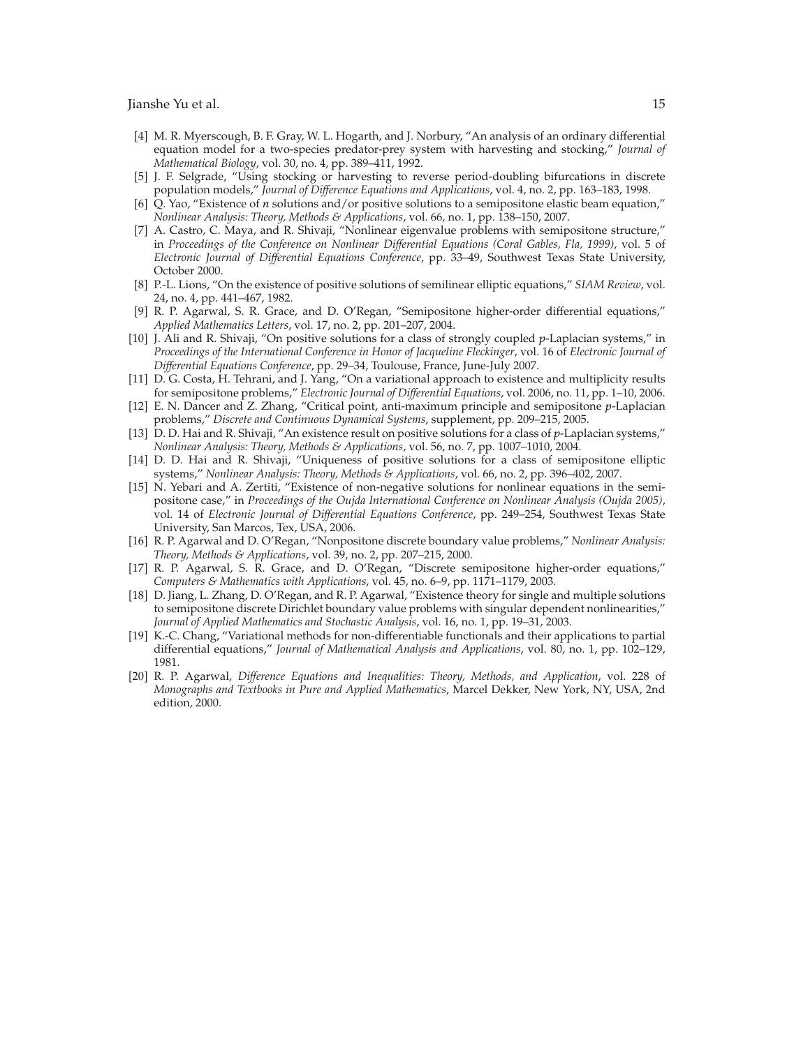[4] M. R. Myerscough, B. F. Gray, W. L. Hogarth, and J. Norbury, "An analysis of an ordinary differential equation model for a two-species predator-prey system with harvesting and stocking," *Journal of Mathematical Biology*, vol. 30, no. 4, pp. 389–411, 1992.

[5] J. F. Selgrade, "Using stocking or harvesting to reverse period-doubling bifurcations in discrete population models," *Journal of Difference Equations and Applications*, vol. 4, no. 2, pp. 163–183, 1998.

[6] Q. Yao, "Existence of $n$ solutions and/or positive solutions to a semipositone elastic beam equation," *Nonlinear Analysis: Theory, Methods & Applications*, vol. 66, no. 1, pp. 138–150, 2007.

[7] A. Castro, C. Maya, and R. Shivaji, "Nonlinear eigenvalue problems with semipositone structure," in *Proceedings of the Conference on Nonlinear Differential Equations (Coral Gables, Fla, 1999)*, vol. 5 of *Electronic Journal of Differential Equations Conference*, pp. 33–49, Southwest Texas State University, October 2000.

[8] P.-L. Lions, "On the existence of positive solutions of semilinear elliptic equations," *SIAM Review*, vol. 24, no. 4, pp. 441–467, 1982.

[9] R. P. Agarwal, S. R. Grace, and D. O'Regan, "Semipositone higher-order differential equations," *Applied Mathematics Letters*, vol. 17, no. 2, pp. 201–207, 2004.

[10] J. Ali and R. Shivaji, "On positive solutions for a class of strongly coupled $p$-Laplacian systems," in *Proceedings of the International Conference in Honor of Jacqueline Fleckinger*, vol. 16 of *Electronic Journal of Differential Equations Conference*, pp. 29–34, Toulouse, France, June-July 2007.

[11] D. G. Costa, H. Tehrani, and J. Yang, "On a variational approach to existence and multiplicity results for semipositone problems," *Electronic Journal of Differential Equations*, vol. 2006, no. 11, pp. 1–10, 2006.

[12] E. N. Dancer and Z. Zhang, "Critical point, anti-maximum principle and semipositone $p$-Laplacian problems," *Discrete and Continuous Dynamical Systems*, supplement, pp. 209–215, 2005.

[13] D. D. Hai and R. Shivaji, "An existence result on positive solutions for a class of $p$-Laplacian systems," *Nonlinear Analysis: Theory, Methods & Applications*, vol. 56, no. 7, pp. 1007–1010, 2004.

[14] D. D. Hai and R. Shivaji, "Uniqueness of positive solutions for a class of semipositone elliptic systems," *Nonlinear Analysis: Theory, Methods & Applications*, vol. 66, no. 2, pp. 396–402, 2007.

[15] N. Yebari and A. Zertiti, "Existence of non-negative solutions for nonlinear equations in the semi-positone case," in *Proceedings of the Oujda International Conference on Nonlinear Analysis (Oujda 2005)*, vol. 14 of *Electronic Journal of Differential Equations Conference*, pp. 249–254, Southwest Texas State University, San Marcos, Tex, USA, 2006.

[16] R. P. Agarwal and D. O'Regan, "Nonpositone discrete boundary value problems," *Nonlinear Analysis: Theory, Methods & Applications*, vol. 39, no. 2, pp. 207–215, 2000.

[17] R. P. Agarwal, S. R. Grace, and D. O'Regan, "Discrete semipositone higher-order equations," *Computers & Mathematics with Applications*, vol. 45, no. 6–9, pp. 1171–1179, 2003.

[18] D. Jiang, L. Zhang, D. O'Regan, and R. P. Agarwal, "Existence theory for single and multiple solutions to semipositone discrete Dirichlet boundary value problems with singular dependent nonlinearities," *Journal of Applied Mathematics and Stochastic Analysis*, vol. 16, no. 1, pp. 19–31, 2003.

[19] K.-C. Chang, "Variational methods for non-differentiable functionals and their applications to partial differential equations," *Journal of Mathematical Analysis and Applications*, vol. 80, no. 1, pp. 102–129, 1981.

[20] R. P. Agarwal, *Difference Equations and Inequalities: Theory, Methods, and Application*, vol. 228 of *Monographs and Textbooks in Pure and Applied Mathematics*, Marcel Dekker, New York, NY, USA, 2nd edition, 2000.